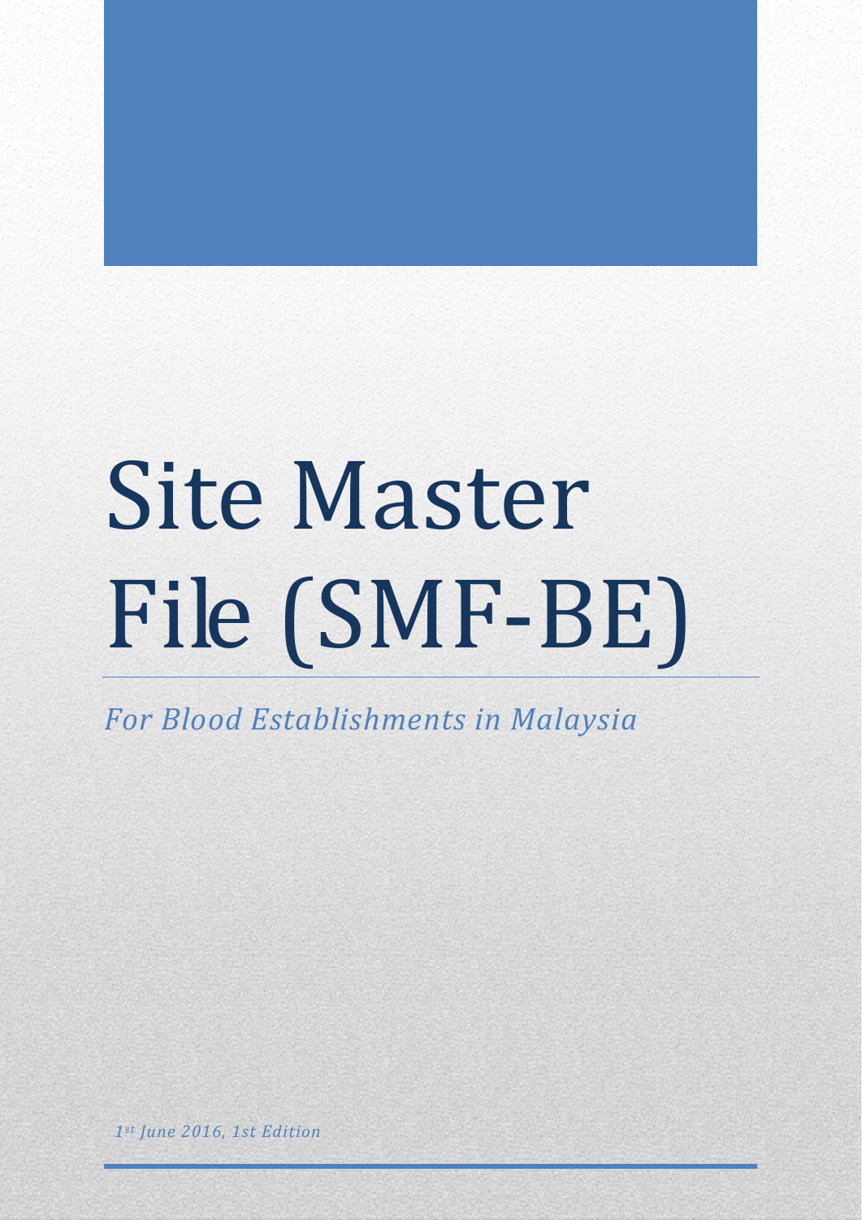# Site Master File (SMF-BE)

*For Blood Establishments in Malaysia*

*1st June 2016, 1st Edition*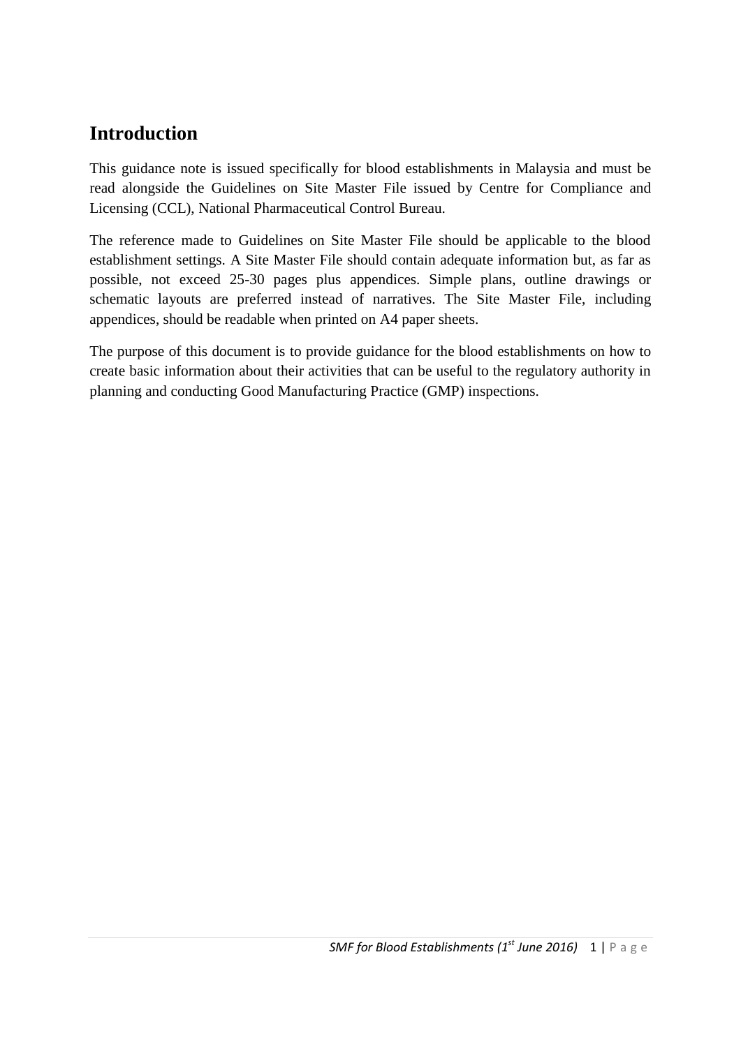# Introduction

This guidance note is issued specifically for blood establishments in Malaysia and must be read alongside the Guidelines on Site Master File issued by Centre for Compliance and Licensing (CCL), National Pharmaceutical Control Bureau.

The reference made to Guidelines on Site Master File should be applicable to the blood establishment settings. A Site Master File should contain adequate information but, as far as possible, not exceed 25-30 pages plus appendices. Simple plans, outline drawings or schematic layouts are preferred instead of narratives. The Site Master File, including appendices, should be readable when printed on A4 paper sheets.

The purpose of this document is to provide guidance for the blood establishments on how to create basic information about their activities that can be useful to the regulatory authority in planning and conducting Good Manufacturing Practice (GMP) inspections.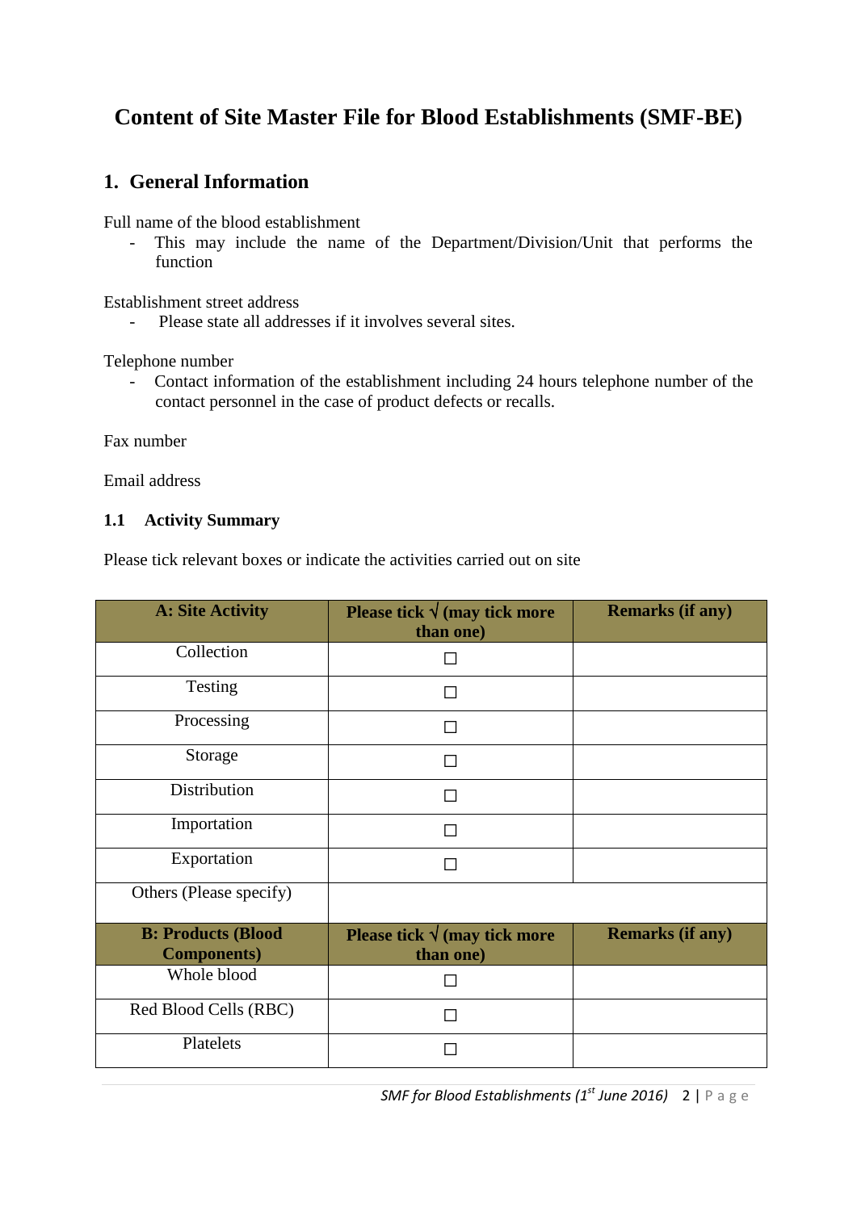# Content of Site Master File for Blood Establishments (SMF-BE)

## 1. General Information

Full name of the blood establishment

- This may include the name of the Department/Division/Unit that performs the function

Establishment street address

- Please state all addresses if it involves several sites.

Telephone number

- Contact information of the establishment including 24 hours telephone number of the contact personnel in the case of product defects or recalls.

Fax number

Email address

### 1.1 Activity Summary

Please tick relevant boxes or indicate the activities carried out on site

| A: Site Activity | Please tick √ (may tick more than one) | Remarks (if any) |
|---|---|---|
| Collection | ☐ | |
| Testing | ☐ | |
| Processing | ☐ | |
| Storage | ☐ | |
| Distribution | ☐ | |
| Importation | ☐ | |
| Exportation | ☐ | |
| Others (Please specify) | | |
| **B: Products (Blood Components)** | **Please tick √ (may tick more than one)** | **Remarks (if any)** |
| Whole blood | ☐ | |
| Red Blood Cells (RBC) | ☐ | |
| Platelets | ☐ | |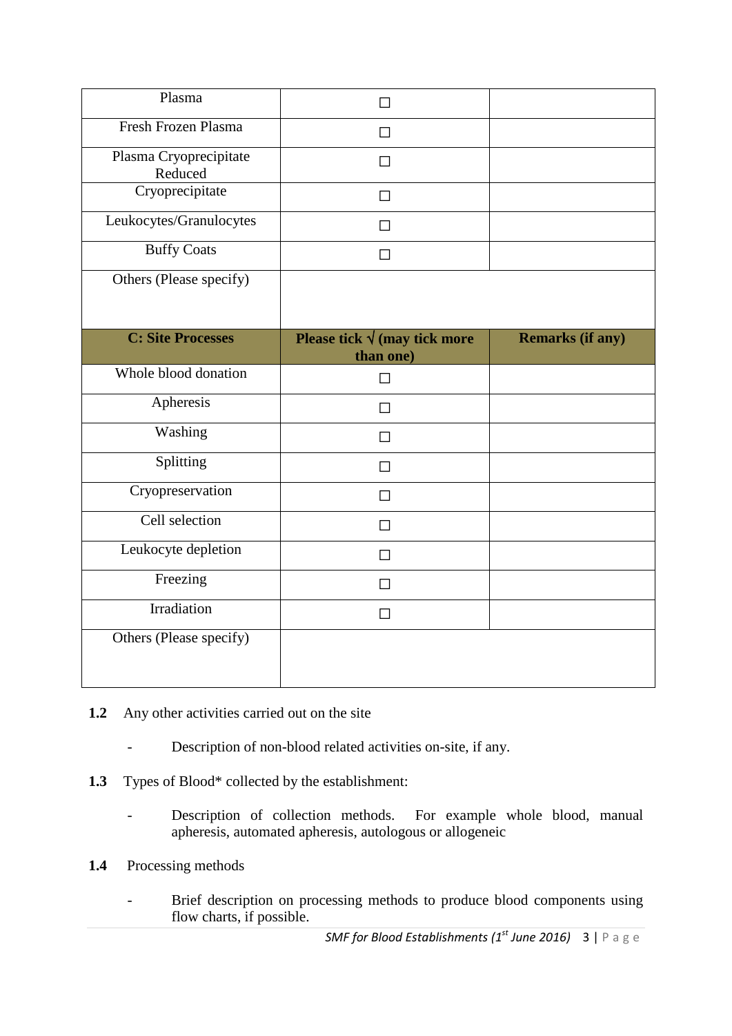| | | |
|---|---|---|
| Plasma | ☐ | |
| Fresh Frozen Plasma | ☐ | |
| Plasma Cryoprecipitate Reduced | ☐ | |
| Cryoprecipitate | ☐ | |
| Leukocytes/Granulocytes | ☐ | |
| Buffy Coats | ☐ | |
| Others (Please specify) | | |
| **C: Site Processes** | **Please tick √ (may tick more than one)** | **Remarks (if any)** |
| Whole blood donation | ☐ | |
| Apheresis | ☐ | |
| Washing | ☐ | |
| Splitting | ☐ | |
| Cryopreservation | ☐ | |
| Cell selection | ☐ | |
| Leukocyte depletion | ☐ | |
| Freezing | ☐ | |
| Irradiation | ☐ | |
| Others (Please specify) | | |

**1.2** Any other activities carried out on the site

- Description of non-blood related activities on-site, if any.

**1.3** Types of Blood* collected by the establishment:

- Description of collection methods. For example whole blood, manual apheresis, automated apheresis, autologous or allogeneic

**1.4** Processing methods

- Brief description on processing methods to produce blood components using flow charts, if possible.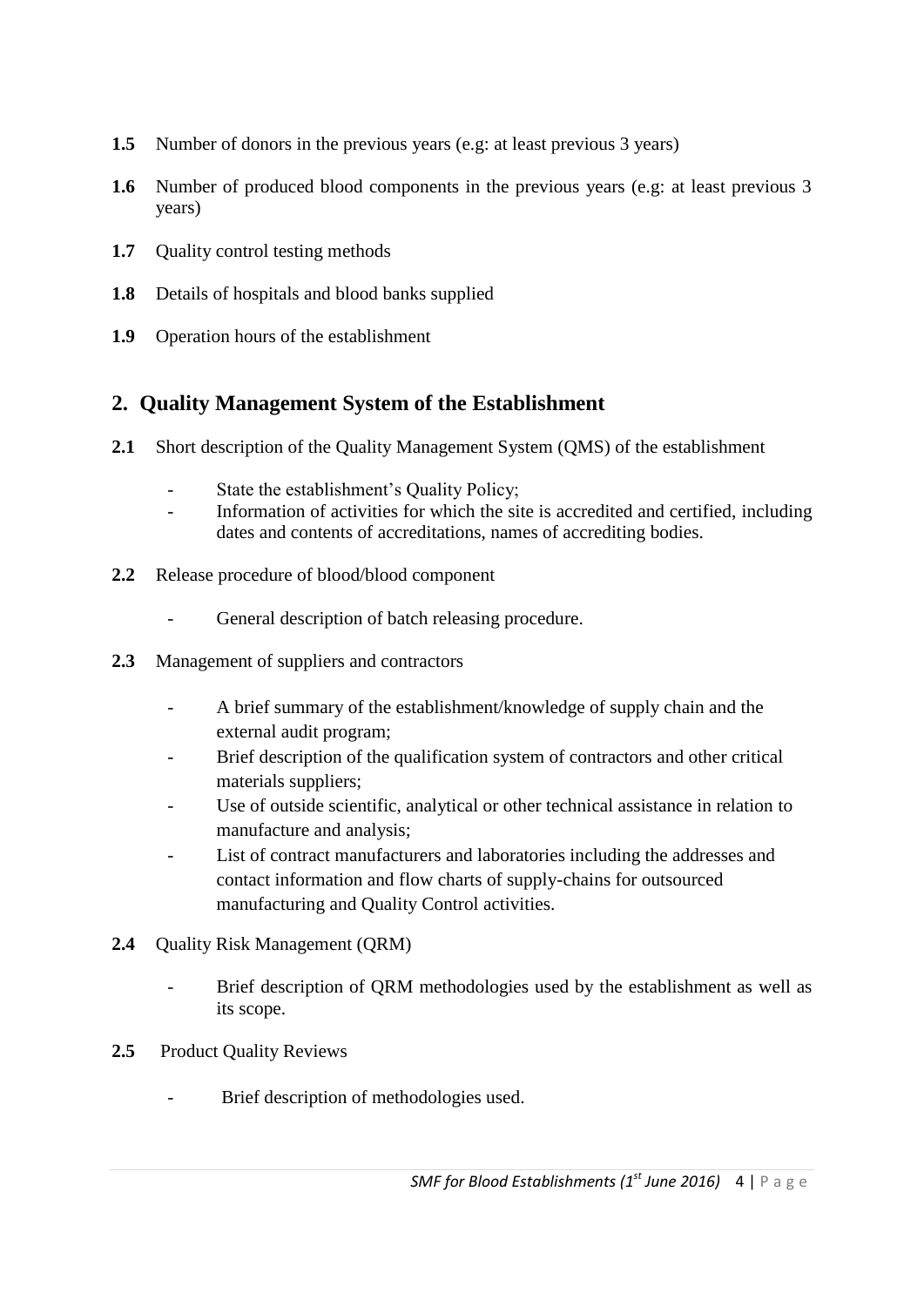**1.5** Number of donors in the previous years (e.g: at least previous 3 years)

**1.6** Number of produced blood components in the previous years (e.g: at least previous 3 years)

**1.7** Quality control testing methods

**1.8** Details of hospitals and blood banks supplied

**1.9** Operation hours of the establishment

## 2. Quality Management System of the Establishment

**2.1** Short description of the Quality Management System (QMS) of the establishment

- State the establishment's Quality Policy;
- Information of activities for which the site is accredited and certified, including dates and contents of accreditations, names of accrediting bodies.

**2.2** Release procedure of blood/blood component

- General description of batch releasing procedure.

**2.3** Management of suppliers and contractors

- A brief summary of the establishment/knowledge of supply chain and the external audit program;
- Brief description of the qualification system of contractors and other critical materials suppliers;
- Use of outside scientific, analytical or other technical assistance in relation to manufacture and analysis;
- List of contract manufacturers and laboratories including the addresses and contact information and flow charts of supply-chains for outsourced manufacturing and Quality Control activities.

**2.4** Quality Risk Management (QRM)

- Brief description of QRM methodologies used by the establishment as well as its scope.

**2.5** Product Quality Reviews

- Brief description of methodologies used.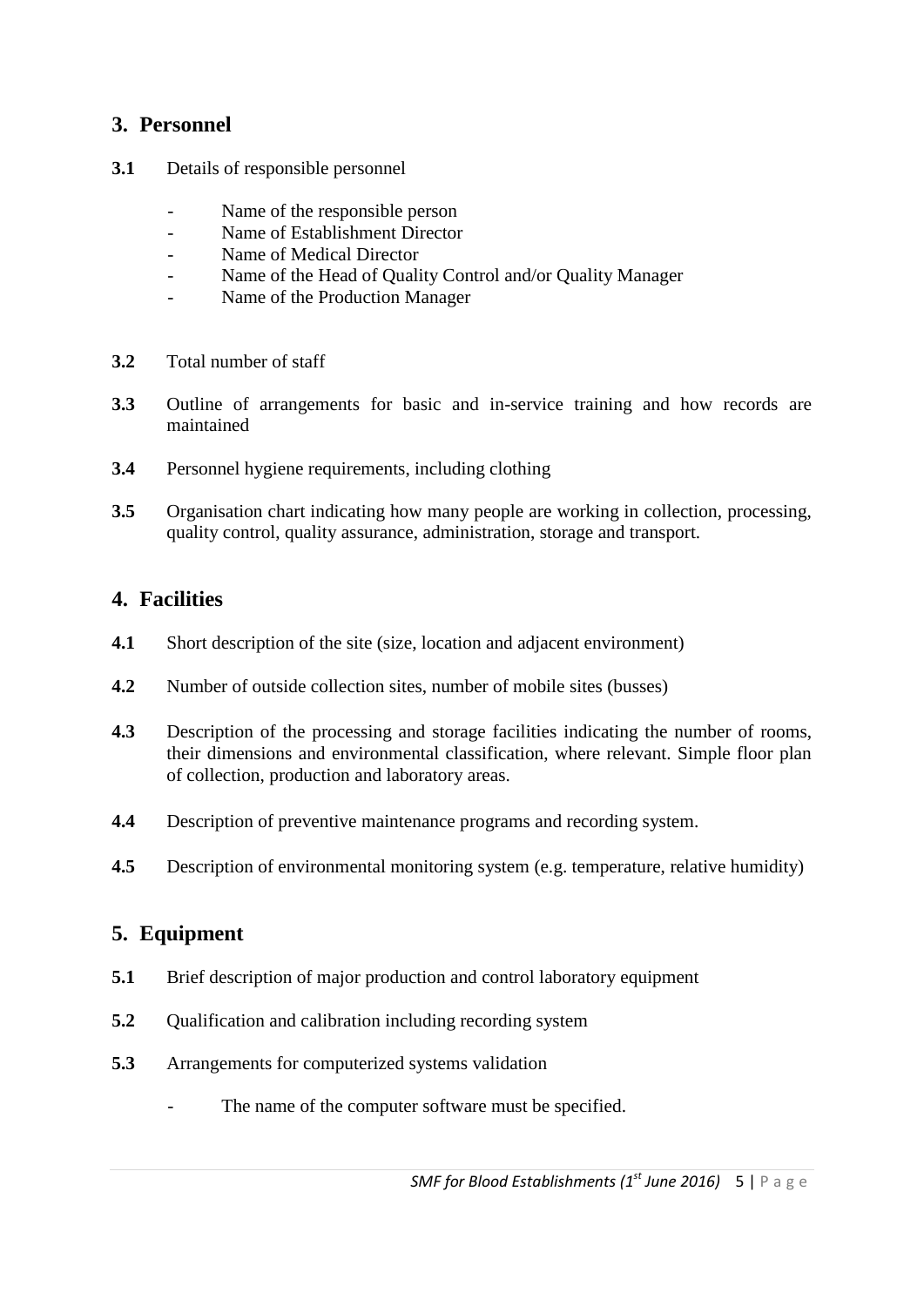## 3. Personnel

**3.1** Details of responsible personnel

- Name of the responsible person
- Name of Establishment Director
- Name of Medical Director
- Name of the Head of Quality Control and/or Quality Manager
- Name of the Production Manager

**3.2** Total number of staff

**3.3** Outline of arrangements for basic and in-service training and how records are maintained

**3.4** Personnel hygiene requirements, including clothing

**3.5** Organisation chart indicating how many people are working in collection, processing, quality control, quality assurance, administration, storage and transport.

## 4. Facilities

**4.1** Short description of the site (size, location and adjacent environment)

**4.2** Number of outside collection sites, number of mobile sites (busses)

**4.3** Description of the processing and storage facilities indicating the number of rooms, their dimensions and environmental classification, where relevant. Simple floor plan of collection, production and laboratory areas.

**4.4** Description of preventive maintenance programs and recording system.

**4.5** Description of environmental monitoring system (e.g. temperature, relative humidity)

## 5. Equipment

**5.1** Brief description of major production and control laboratory equipment

**5.2** Qualification and calibration including recording system

**5.3** Arrangements for computerized systems validation

- The name of the computer software must be specified.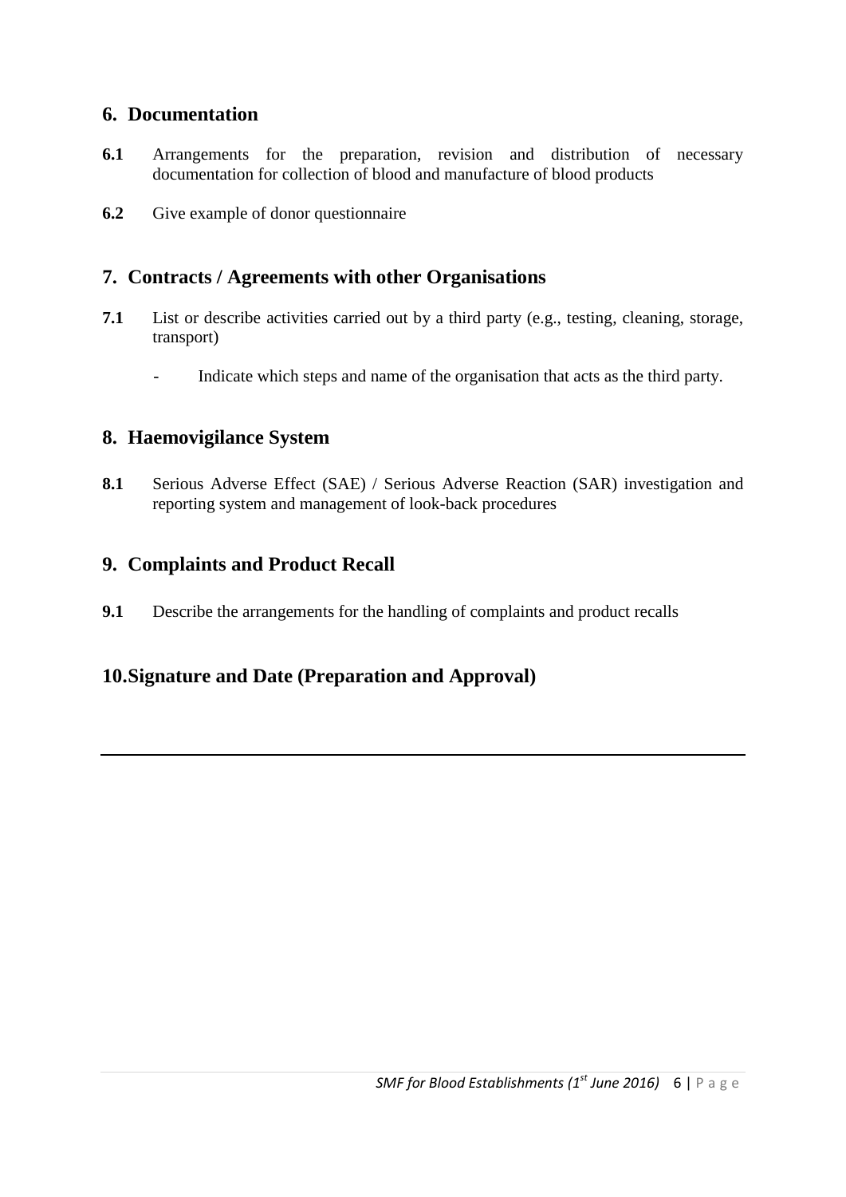## 6. Documentation

**6.1** Arrangements for the preparation, revision and distribution of necessary documentation for collection of blood and manufacture of blood products

**6.2** Give example of donor questionnaire

## 7. Contracts / Agreements with other Organisations

**7.1** List or describe activities carried out by a third party (e.g., testing, cleaning, storage, transport)

- Indicate which steps and name of the organisation that acts as the third party.

## 8. Haemovigilance System

**8.1** Serious Adverse Effect (SAE) / Serious Adverse Reaction (SAR) investigation and reporting system and management of look-back procedures

## 9. Complaints and Product Recall

**9.1** Describe the arrangements for the handling of complaints and product recalls

## 10. Signature and Date (Preparation and Approval)

---